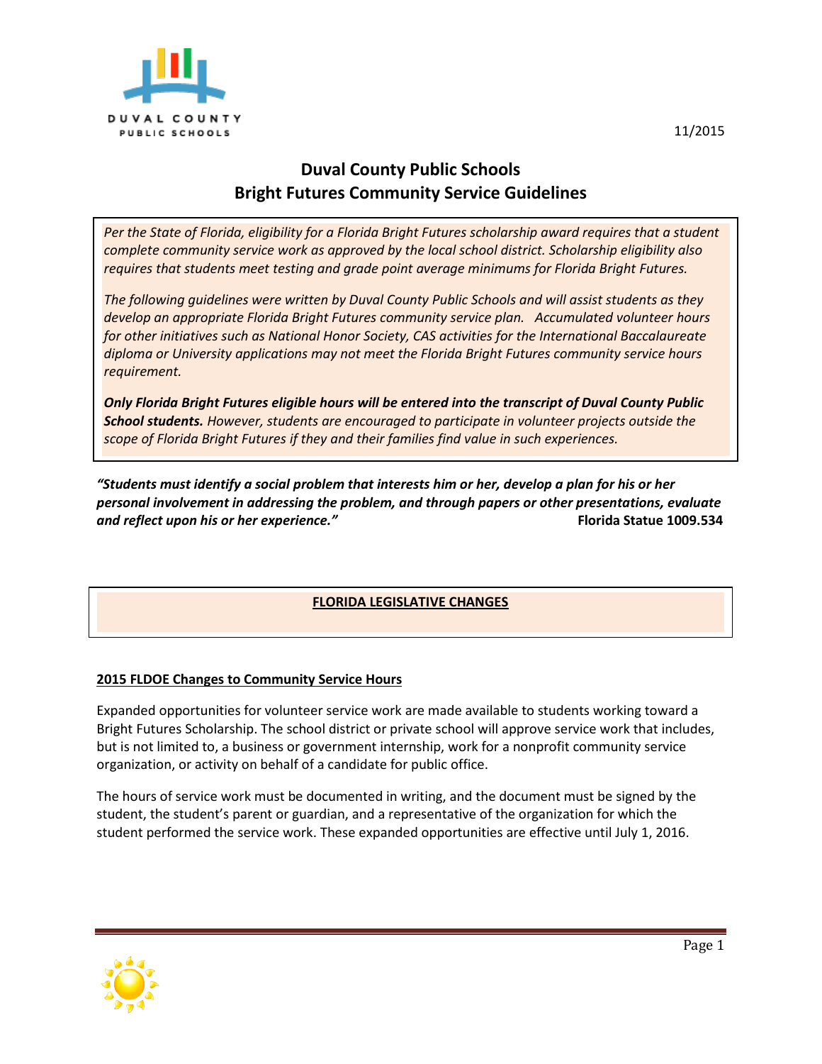11/2015

# Duval County Public Schools
# Bright Futures Community Service Guidelines

*Per the State of Florida, eligibility for a Florida Bright Futures scholarship award requires that a student complete community service work as approved by the local school district. Scholarship eligibility also requires that students meet testing and grade point average minimums for Florida Bright Futures.*

*The following guidelines were written by Duval County Public Schools and will assist students as they develop an appropriate Florida Bright Futures community service plan. Accumulated volunteer hours for other initiatives such as National Honor Society, CAS activities for the International Baccalaureate diploma or University applications may not meet the Florida Bright Futures community service hours requirement.*

***Only Florida Bright Futures eligible hours will be entered into the transcript of Duval County Public School students.** However, students are encouraged to participate in volunteer projects outside the scope of Florida Bright Futures if they and their families find value in such experiences.*

***"Students must identify a social problem that interests him or her, develop a plan for his or her personal involvement in addressing the problem, and through papers or other presentations, evaluate and reflect upon his or her experience."*** **Florida Statue 1009.534**

## FLORIDA LEGISLATIVE CHANGES

### 2015 FLDOE Changes to Community Service Hours

Expanded opportunities for volunteer service work are made available to students working toward a Bright Futures Scholarship. The school district or private school will approve service work that includes, but is not limited to, a business or government internship, work for a nonprofit community service organization, or activity on behalf of a candidate for public office.

The hours of service work must be documented in writing, and the document must be signed by the student, the student's parent or guardian, and a representative of the organization for which the student performed the service work. These expanded opportunities are effective until July 1, 2016.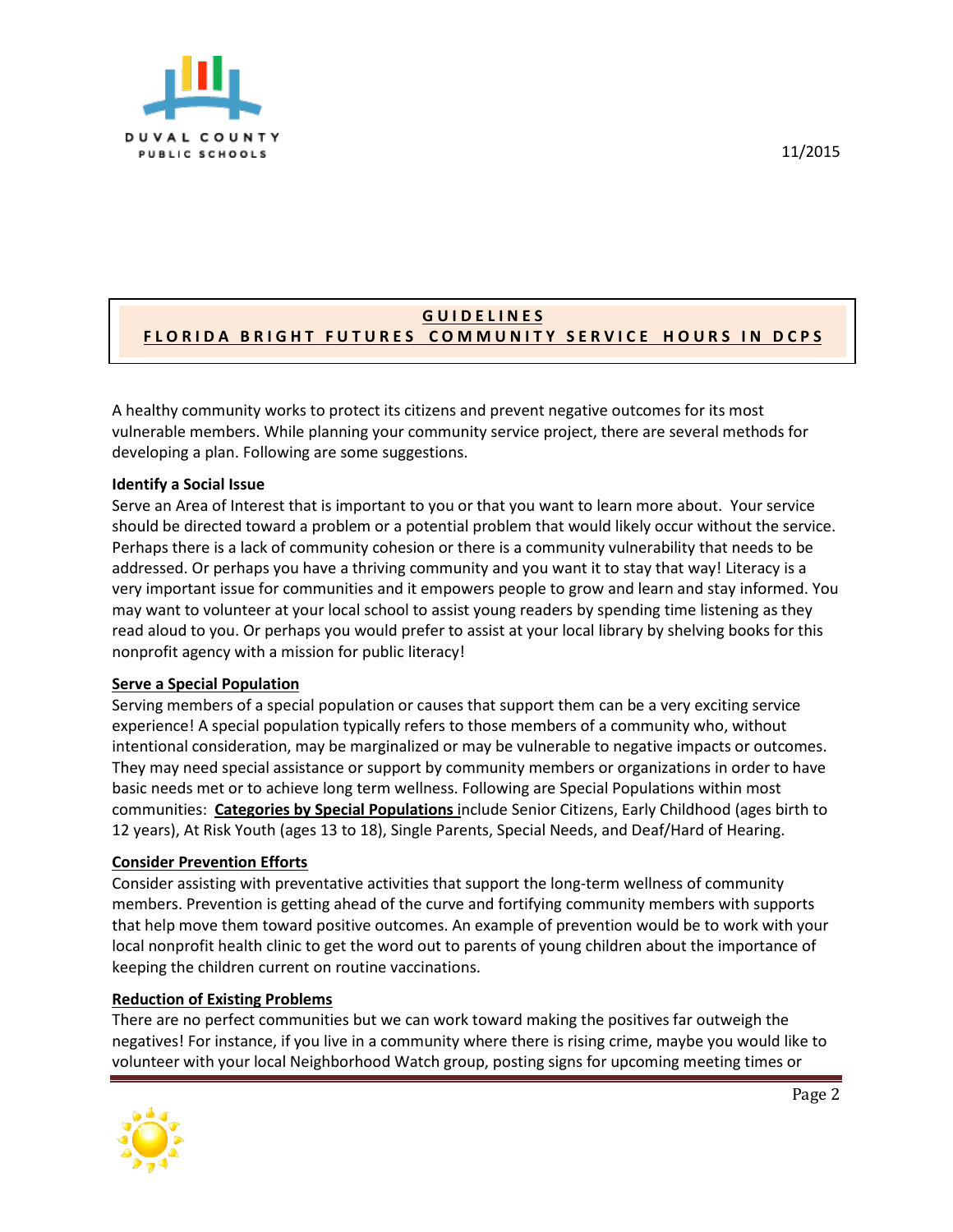## GUIDELINES

## FLORIDA BRIGHT FUTURES COMMUNITY SERVICE HOURS IN DCPS

A healthy community works to protect its citizens and prevent negative outcomes for its most vulnerable members. While planning your community service project, there are several methods for developing a plan. Following are some suggestions.

**Identify a Social Issue**

Serve an Area of Interest that is important to you or that you want to learn more about. Your service should be directed toward a problem or a potential problem that would likely occur without the service. Perhaps there is a lack of community cohesion or there is a community vulnerability that needs to be addressed. Or perhaps you have a thriving community and you want it to stay that way! Literacy is a very important issue for communities and it empowers people to grow and learn and stay informed. You may want to volunteer at your local school to assist young readers by spending time listening as they read aloud to you. Or perhaps you would prefer to assist at your local library by shelving books for this nonprofit agency with a mission for public literacy!

**Serve a Special Population**

Serving members of a special population or causes that support them can be a very exciting service experience! A special population typically refers to those members of a community who, without intentional consideration, may be marginalized or may be vulnerable to negative impacts or outcomes. They may need special assistance or support by community members or organizations in order to have basic needs met or to achieve long term wellness. Following are Special Populations within most communities: **Categories by Special Populations** include Senior Citizens, Early Childhood (ages birth to 12 years), At Risk Youth (ages 13 to 18), Single Parents, Special Needs, and Deaf/Hard of Hearing.

**Consider Prevention Efforts**

Consider assisting with preventative activities that support the long-term wellness of community members. Prevention is getting ahead of the curve and fortifying community members with supports that help move them toward positive outcomes. An example of prevention would be to work with your local nonprofit health clinic to get the word out to parents of young children about the importance of keeping the children current on routine vaccinations.

**Reduction of Existing Problems**

There are no perfect communities but we can work toward making the positives far outweigh the negatives! For instance, if you live in a community where there is rising crime, maybe you would like to volunteer with your local Neighborhood Watch group, posting signs for upcoming meeting times or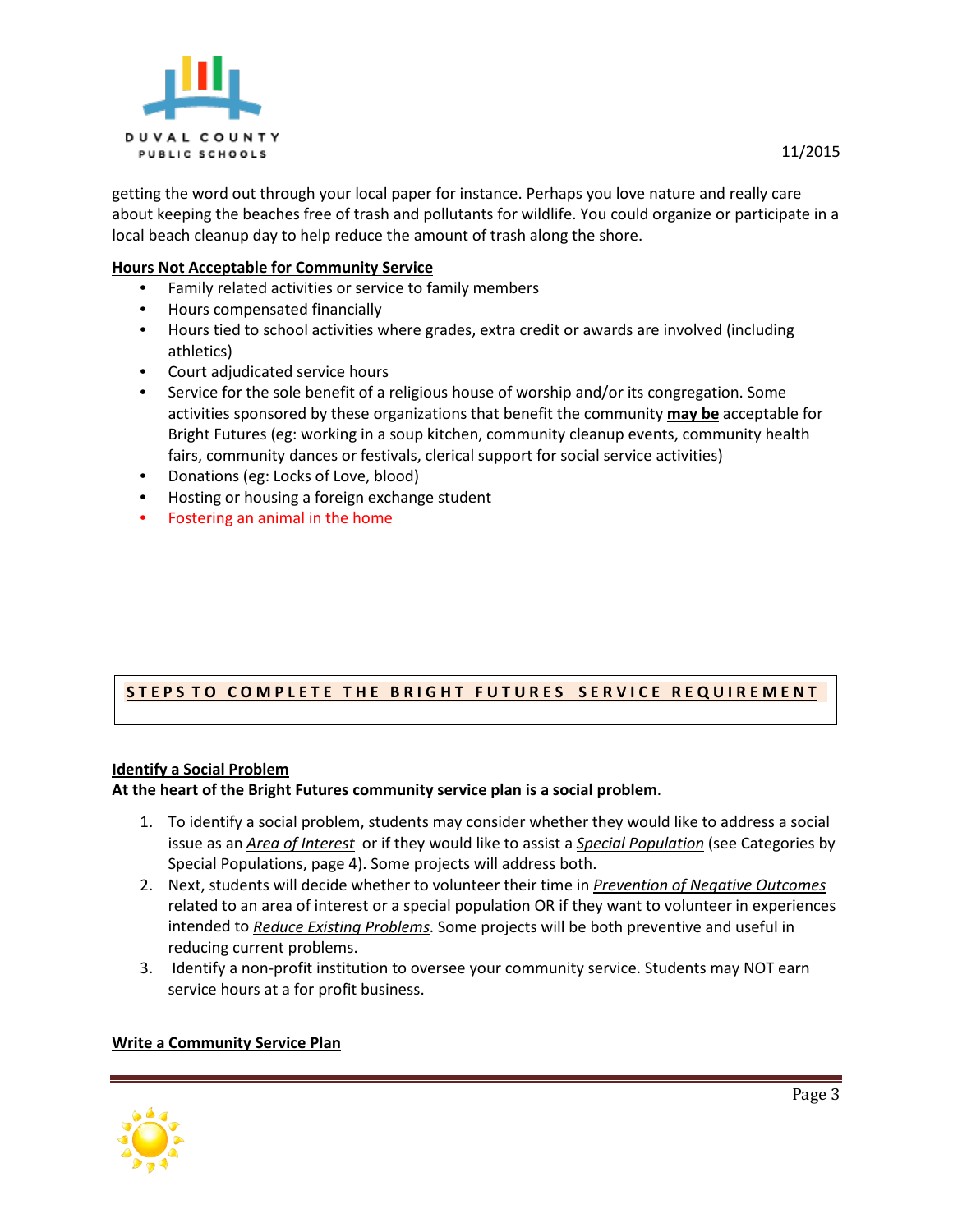getting the word out through your local paper for instance. Perhaps you love nature and really care about keeping the beaches free of trash and pollutants for wildlife. You could organize or participate in a local beach cleanup day to help reduce the amount of trash along the shore.

**Hours Not Acceptable for Community Service**

- Family related activities or service to family members
- Hours compensated financially
- Hours tied to school activities where grades, extra credit or awards are involved (including athletics)
- Court adjudicated service hours
- Service for the sole benefit of a religious house of worship and/or its congregation. Some activities sponsored by these organizations that benefit the community **may be** acceptable for Bright Futures (eg: working in a soup kitchen, community cleanup events, community health fairs, community dances or festivals, clerical support for social service activities)
- Donations (eg: Locks of Love, blood)
- Hosting or housing a foreign exchange student
- Fostering an animal in the home

## STEPS TO COMPLETE THE BRIGHT FUTURES SERVICE REQUIREMENT

**Identify a Social Problem**

**At the heart of the Bright Futures community service plan is a social problem**.

1. To identify a social problem, students may consider whether they would like to address a social issue as an *Area of Interest* or if they would like to assist a *Special Population* (see Categories by Special Populations, page 4). Some projects will address both.
2. Next, students will decide whether to volunteer their time in *Prevention of Negative Outcomes* related to an area of interest or a special population OR if they want to volunteer in experiences intended to *Reduce Existing Problems*. Some projects will be both preventive and useful in reducing current problems.
3. Identify a non-profit institution to oversee your community service. Students may NOT earn service hours at a for profit business.

**Write a Community Service Plan**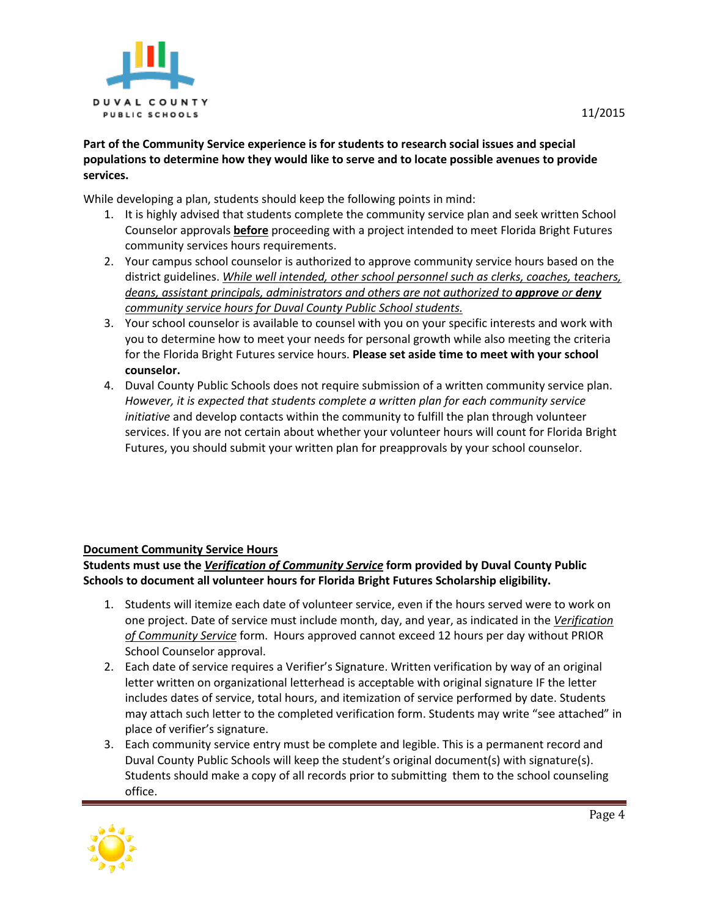**Part of the Community Service experience is for students to research social issues and special populations to determine how they would like to serve and to locate possible avenues to provide services.**

While developing a plan, students should keep the following points in mind:

1. It is highly advised that students complete the community service plan and seek written School Counselor approvals **before** proceeding with a project intended to meet Florida Bright Futures community services hours requirements.
2. Your campus school counselor is authorized to approve community service hours based on the district guidelines. *While well intended, other school personnel such as clerks, coaches, teachers, deans, assistant principals, administrators and others are not authorized to* ***approve*** *or* ***deny*** *community service hours for Duval County Public School students.*
3. Your school counselor is available to counsel with you on your specific interests and work with you to determine how to meet your needs for personal growth while also meeting the criteria for the Florida Bright Futures service hours. **Please set aside time to meet with your school counselor.**
4. Duval County Public Schools does not require submission of a written community service plan. *However, it is expected that students complete a written plan for each community service initiative* and develop contacts within the community to fulfill the plan through volunteer services. If you are not certain about whether your volunteer hours will count for Florida Bright Futures, you should submit your written plan for preapprovals by your school counselor.

**Document Community Service Hours**

**Students must use the *Verification of Community Service* form provided by Duval County Public Schools to document all volunteer hours for Florida Bright Futures Scholarship eligibility.**

1. Students will itemize each date of volunteer service, even if the hours served were to work on one project. Date of service must include month, day, and year, as indicated in the *Verification of Community Service* form. Hours approved cannot exceed 12 hours per day without PRIOR School Counselor approval.
2. Each date of service requires a Verifier's Signature. Written verification by way of an original letter written on organizational letterhead is acceptable with original signature IF the letter includes dates of service, total hours, and itemization of service performed by date. Students may attach such letter to the completed verification form. Students may write "see attached" in place of verifier's signature.
3. Each community service entry must be complete and legible. This is a permanent record and Duval County Public Schools will keep the student's original document(s) with signature(s). Students should make a copy of all records prior to submitting them to the school counseling office.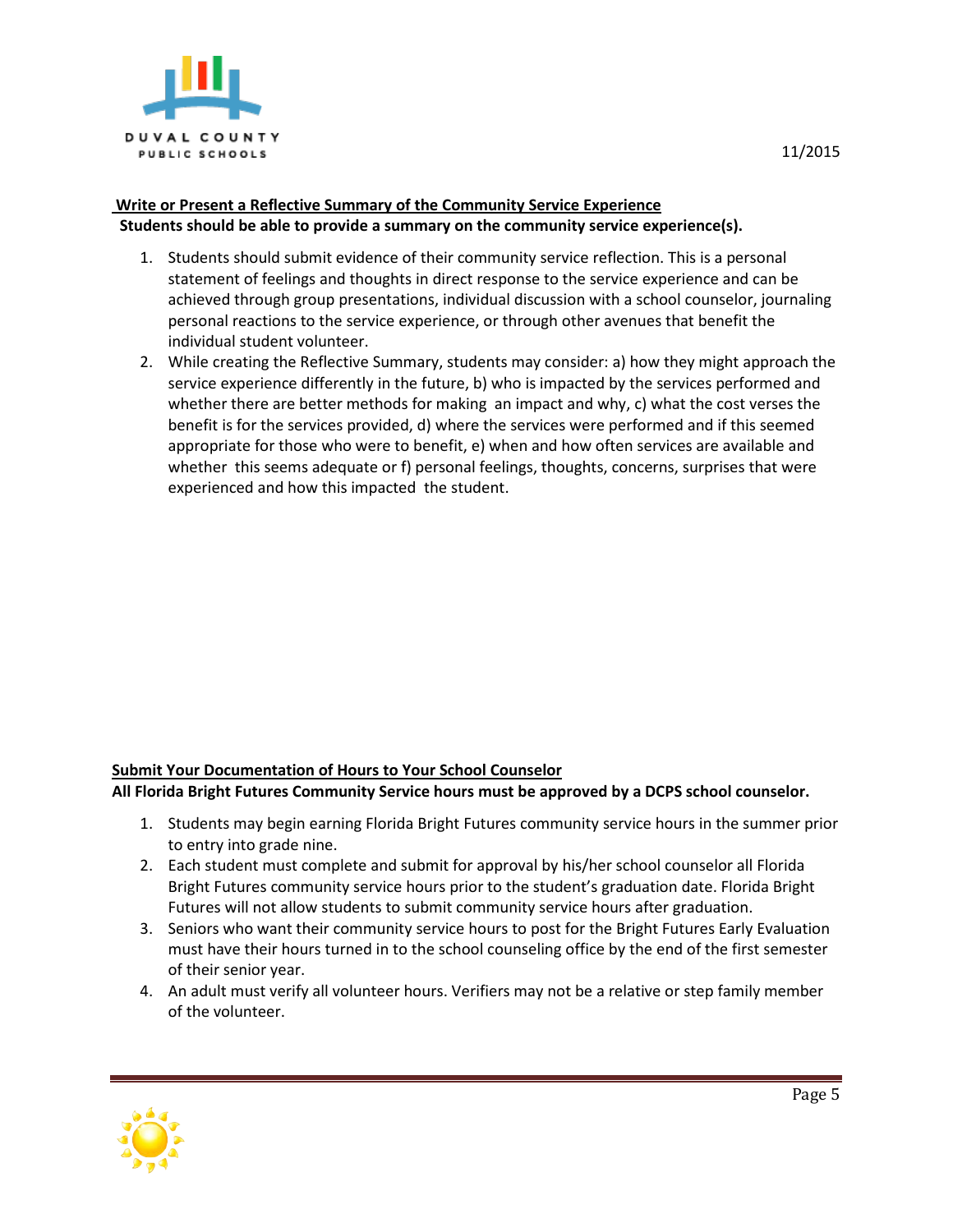## Write or Present a Reflective Summary of the Community Service Experience

**Students should be able to provide a summary on the community service experience(s).**

1. Students should submit evidence of their community service reflection. This is a personal statement of feelings and thoughts in direct response to the service experience and can be achieved through group presentations, individual discussion with a school counselor, journaling personal reactions to the service experience, or through other avenues that benefit the individual student volunteer.
2. While creating the Reflective Summary, students may consider: a) how they might approach the service experience differently in the future, b) who is impacted by the services performed and whether there are better methods for making an impact and why, c) what the cost verses the benefit is for the services provided, d) where the services were performed and if this seemed appropriate for those who were to benefit, e) when and how often services are available and whether this seems adequate or f) personal feelings, thoughts, concerns, surprises that were experienced and how this impacted the student.

## Submit Your Documentation of Hours to Your School Counselor

**All Florida Bright Futures Community Service hours must be approved by a DCPS school counselor.**

1. Students may begin earning Florida Bright Futures community service hours in the summer prior to entry into grade nine.
2. Each student must complete and submit for approval by his/her school counselor all Florida Bright Futures community service hours prior to the student's graduation date. Florida Bright Futures will not allow students to submit community service hours after graduation.
3. Seniors who want their community service hours to post for the Bright Futures Early Evaluation must have their hours turned in to the school counseling office by the end of the first semester of their senior year.
4. An adult must verify all volunteer hours. Verifiers may not be a relative or step family member of the volunteer.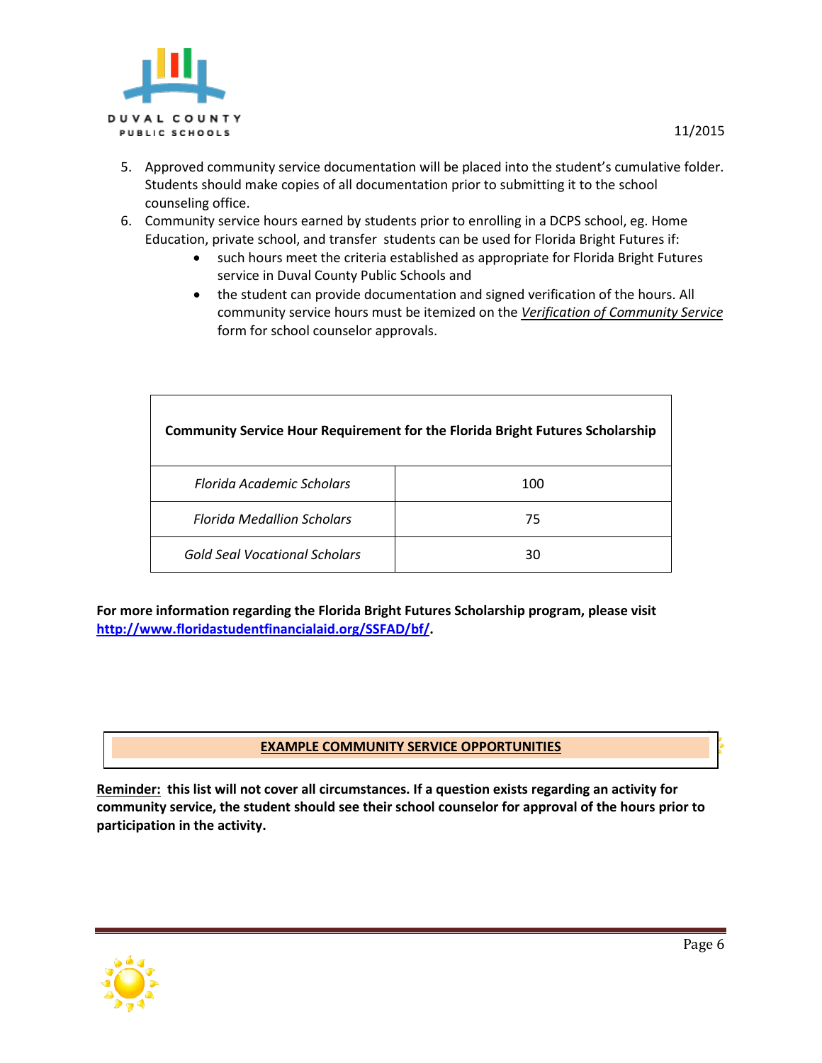5. Approved community service documentation will be placed into the student's cumulative folder. Students should make copies of all documentation prior to submitting it to the school counseling office.
6. Community service hours earned by students prior to enrolling in a DCPS school, eg. Home Education, private school, and transfer students can be used for Florida Bright Futures if:
   - such hours meet the criteria established as appropriate for Florida Bright Futures service in Duval County Public Schools and
   - the student can provide documentation and signed verification of the hours. All community service hours must be itemized on the *Verification of Community Service* form for school counselor approvals.

| **Community Service Hour Requirement for the Florida Bright Futures Scholarship** | |
|---|---|
| *Florida Academic Scholars* | 100 |
| *Florida Medallion Scholars* | 75 |
| *Gold Seal Vocational Scholars* | 30 |

**For more information regarding the Florida Bright Futures Scholarship program, please visit [http://www.floridastudentfinancialaid.org/SSFAD/bf/](http://www.floridastudentfinancialaid.org/SSFAD/bf/).**

## EXAMPLE COMMUNITY SERVICE OPPORTUNITIES

**Reminder: this list will not cover all circumstances. If a question exists regarding an activity for community service, the student should see their school counselor for approval of the hours prior to participation in the activity.**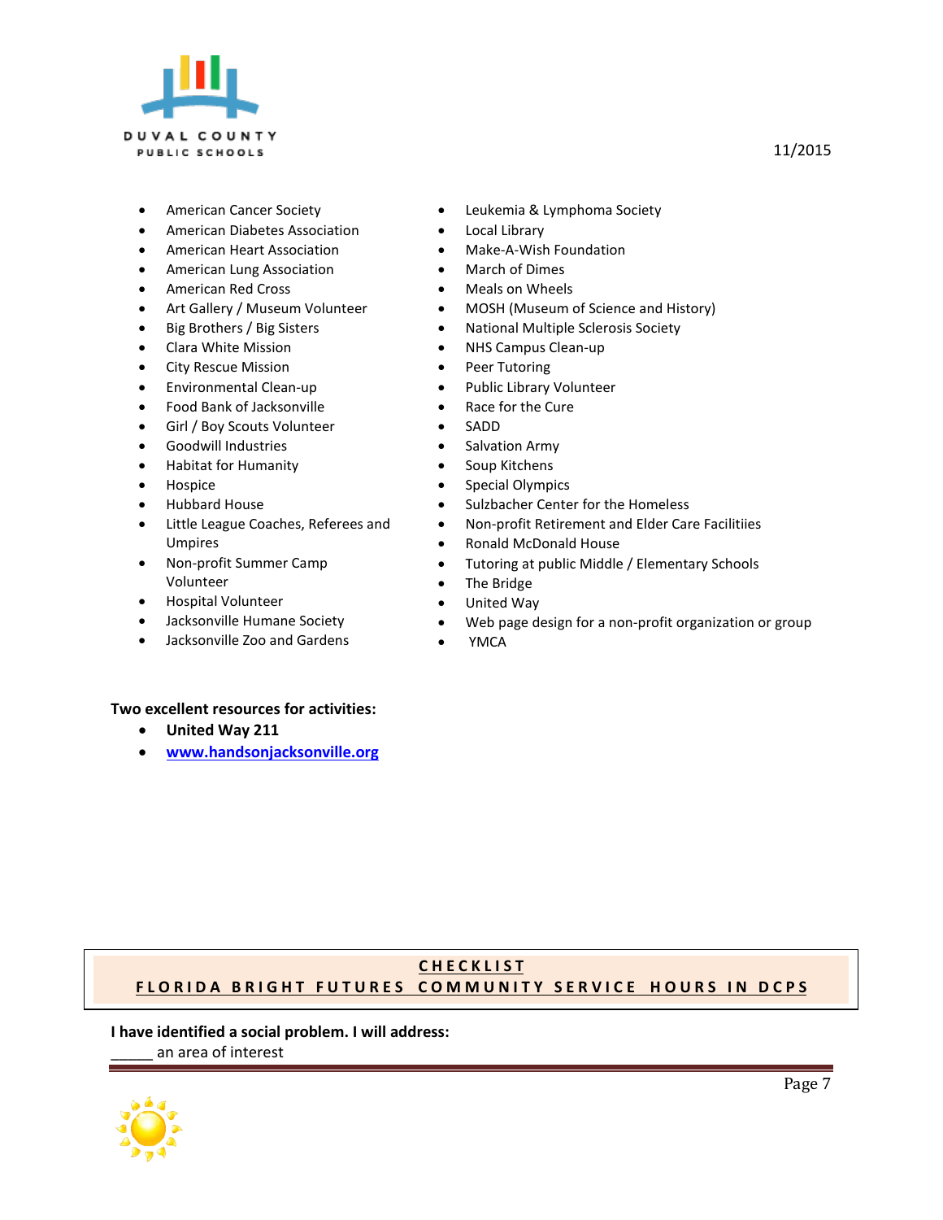11/2015

- American Cancer Society
- American Diabetes Association
- American Heart Association
- American Lung Association
- American Red Cross
- Art Gallery / Museum Volunteer
- Big Brothers / Big Sisters
- Clara White Mission
- City Rescue Mission
- Environmental Clean-up
- Food Bank of Jacksonville
- Girl / Boy Scouts Volunteer
- Goodwill Industries
- Habitat for Humanity
- Hospice
- Hubbard House
- Little League Coaches, Referees and Umpires
- Non-profit Summer Camp Volunteer
- Hospital Volunteer
- Jacksonville Humane Society
- Jacksonville Zoo and Gardens
- Leukemia & Lymphoma Society
- Local Library
- Make-A-Wish Foundation
- March of Dimes
- Meals on Wheels
- MOSH (Museum of Science and History)
- National Multiple Sclerosis Society
- NHS Campus Clean-up
- Peer Tutoring
- Public Library Volunteer
- Race for the Cure
- SADD
- Salvation Army
- Soup Kitchens
- Special Olympics
- Sulzbacher Center for the Homeless
- Non-profit Retirement and Elder Care Facilitiies
- Ronald McDonald House
- Tutoring at public Middle / Elementary Schools
- The Bridge
- United Way
- Web page design for a non-profit organization or group
- YMCA

**Two excellent resources for activities:**

- **United Way 211**
- **www.handsonjacksonville.org**

## CHECKLIST
## FLORIDA BRIGHT FUTURES COMMUNITY SERVICE HOURS IN DCPS

**I have identified a social problem. I will address:**

_____ an area of interest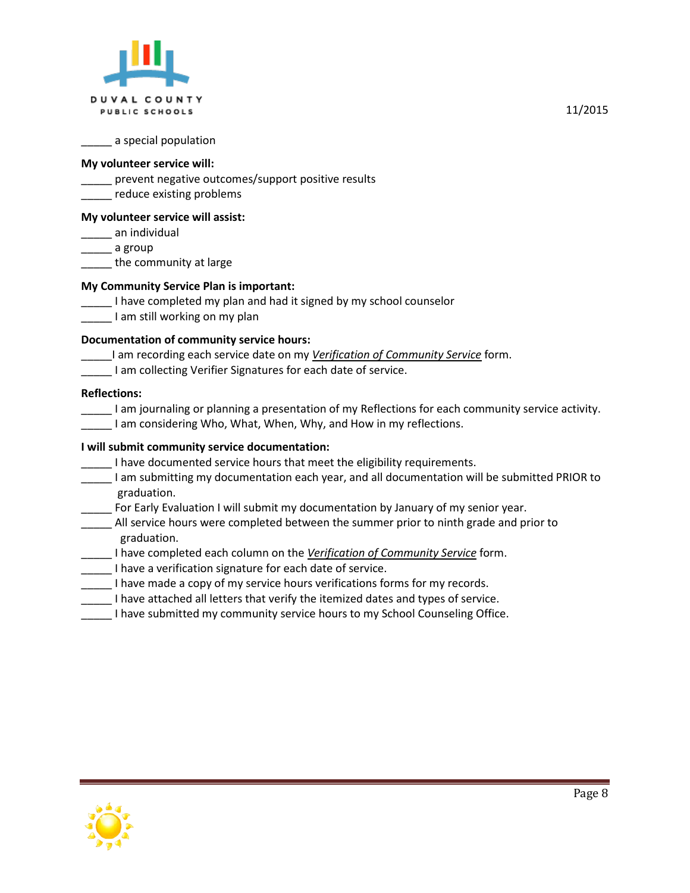_____ a special population

**My volunteer service will:**

_____ prevent negative outcomes/support positive results
_____ reduce existing problems

**My volunteer service will assist:**

_____ an individual
_____ a group
_____ the community at large

**My Community Service Plan is important:**

_____ I have completed my plan and had it signed by my school counselor
_____ I am still working on my plan

**Documentation of community service hours:**

_____I am recording each service date on my *Verification of Community Service* form.
_____ I am collecting Verifier Signatures for each date of service.

**Reflections:**

_____ I am journaling or planning a presentation of my Reflections for each community service activity.
_____ I am considering Who, What, When, Why, and How in my reflections.

**I will submit community service documentation:**

_____ I have documented service hours that meet the eligibility requirements.
_____ I am submitting my documentation each year, and all documentation will be submitted PRIOR to graduation.
_____ For Early Evaluation I will submit my documentation by January of my senior year.
_____ All service hours were completed between the summer prior to ninth grade and prior to graduation.
_____ I have completed each column on the *Verification of Community Service* form.
_____ I have a verification signature for each date of service.
_____ I have made a copy of my service hours verifications forms for my records.
_____ I have attached all letters that verify the itemized dates and types of service.
_____ I have submitted my community service hours to my School Counseling Office.